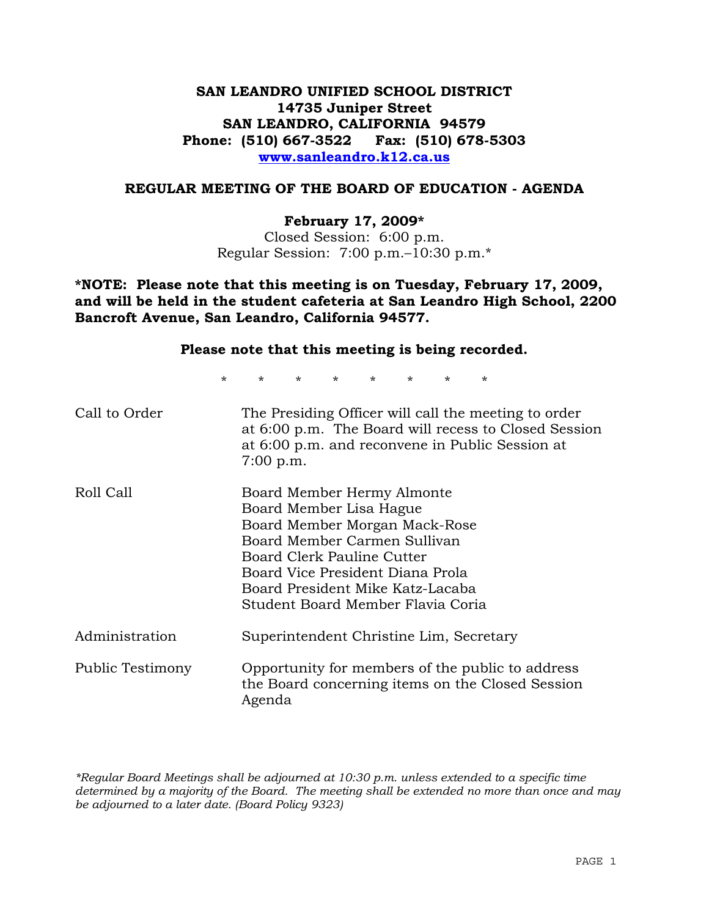**SAN LEANDRO UNIFIED SCHOOL DISTRICT**
**14735 Juniper Street**
**SAN LEANDRO, CALIFORNIA 94579**
**Phone: (510) 667-3522 Fax: (510) 678-5303**
**www.sanleandro.k12.ca.us**

## REGULAR MEETING OF THE BOARD OF EDUCATION - AGENDA

**February 17, 2009***
Closed Session: 6:00 p.m.
Regular Session: 7:00 p.m.–10:30 p.m.*

**\*NOTE: Please note that this meeting is on Tuesday, February 17, 2009, and will be held in the student cafeteria at San Leandro High School, 2200 Bancroft Avenue, San Leandro, California 94577.**

**Please note that this meeting is being recorded.**

\* \* \* \* \* \* \* \*

| | |
|---|---|
| Call to Order | The Presiding Officer will call the meeting to order at 6:00 p.m. The Board will recess to Closed Session at 6:00 p.m. and reconvene in Public Session at 7:00 p.m. |
| Roll Call | Board Member Hermy Almonte<br>Board Member Lisa Hague<br>Board Member Morgan Mack-Rose<br>Board Member Carmen Sullivan<br>Board Clerk Pauline Cutter<br>Board Vice President Diana Prola<br>Board President Mike Katz-Lacaba<br>Student Board Member Flavia Coria |
| Administration | Superintendent Christine Lim, Secretary |
| Public Testimony | Opportunity for members of the public to address the Board concerning items on the Closed Session Agenda |

*\*Regular Board Meetings shall be adjourned at 10:30 p.m. unless extended to a specific time determined by a majority of the Board. The meeting shall be extended no more than once and may be adjourned to a later date. (Board Policy 9323)*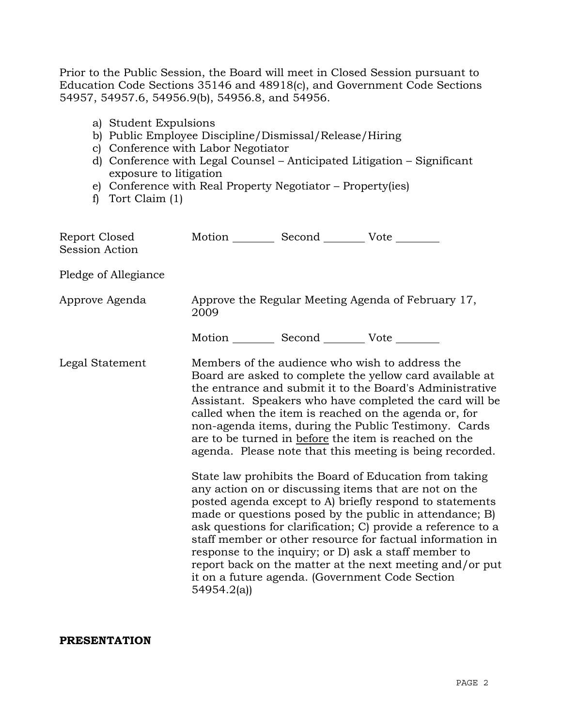Prior to the Public Session, the Board will meet in Closed Session pursuant to Education Code Sections 35146 and 48918(c), and Government Code Sections 54957, 54957.6, 54956.9(b), 54956.8, and 54956.

a) Student Expulsions
b) Public Employee Discipline/Dismissal/Release/Hiring
c) Conference with Labor Negotiator
d) Conference with Legal Counsel – Anticipated Litigation – Significant exposure to litigation
e) Conference with Real Property Negotiator – Property(ies)
f) Tort Claim (1)

Report Closed Session Action — Motion ________ Second ________ Vote ________

Pledge of Allegiance

Approve Agenda — Approve the Regular Meeting Agenda of February 17, 2009

Motion ________ Second ________ Vote ________

Legal Statement — Members of the audience who wish to address the Board are asked to complete the yellow card available at the entrance and submit it to the Board's Administrative Assistant. Speakers who have completed the card will be called when the item is reached on the agenda or, for non-agenda items, during the Public Testimony. Cards are to be turned in before the item is reached on the agenda. Please note that this meeting is being recorded.

State law prohibits the Board of Education from taking any action on or discussing items that are not on the posted agenda except to A) briefly respond to statements made or questions posed by the public in attendance; B) ask questions for clarification; C) provide a reference to a staff member or other resource for factual information in response to the inquiry; or D) ask a staff member to report back on the matter at the next meeting and/or put it on a future agenda. (Government Code Section 54954.2(a))

**PRESENTATION**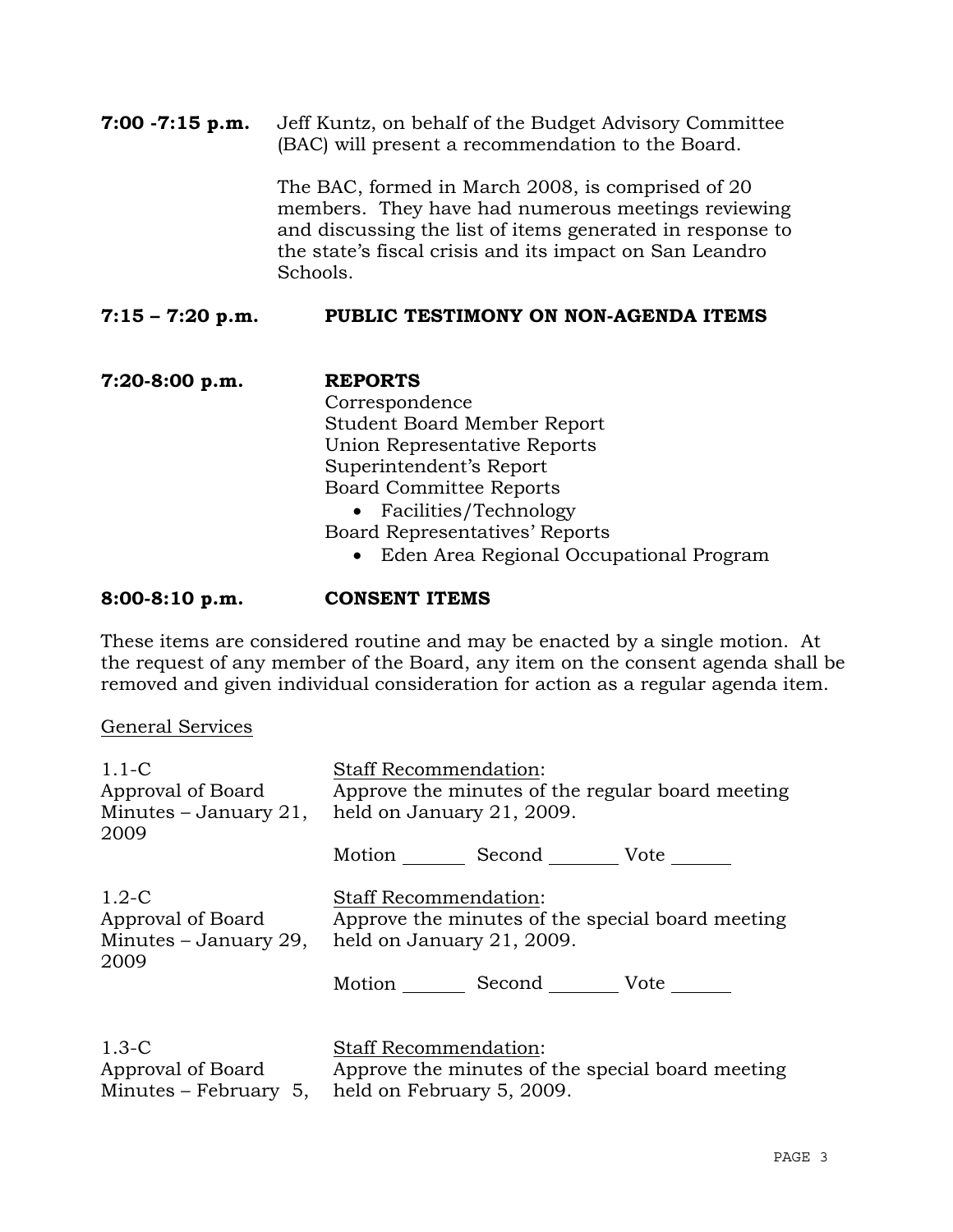**7:00 -7:15 p.m.** Jeff Kuntz, on behalf of the Budget Advisory Committee (BAC) will present a recommendation to the Board.

The BAC, formed in March 2008, is comprised of 20 members. They have had numerous meetings reviewing and discussing the list of items generated in response to the state's fiscal crisis and its impact on San Leandro Schools.

**7:15 – 7:20 p.m.** **PUBLIC TESTIMONY ON NON-AGENDA ITEMS**

**7:20-8:00 p.m.** **REPORTS**

Correspondence
Student Board Member Report
Union Representative Reports
Superintendent's Report
Board Committee Reports

- Facilities/Technology

Board Representatives' Reports

- Eden Area Regional Occupational Program

**8:00-8:10 p.m.** **CONSENT ITEMS**

These items are considered routine and may be enacted by a single motion. At the request of any member of the Board, any item on the consent agenda shall be removed and given individual consideration for action as a regular agenda item.

General Services

1.1-C
Approval of Board Minutes – January 21, 2009

Staff Recommendation:
Approve the minutes of the regular board meeting held on January 21, 2009.

Motion _______ Second _______ Vote _______

1.2-C
Approval of Board Minutes – January 29, 2009

Staff Recommendation:
Approve the minutes of the special board meeting held on January 21, 2009.

Motion _______ Second _______ Vote _______

1.3-C
Approval of Board Minutes – February 5,

Staff Recommendation:
Approve the minutes of the special board meeting held on February 5, 2009.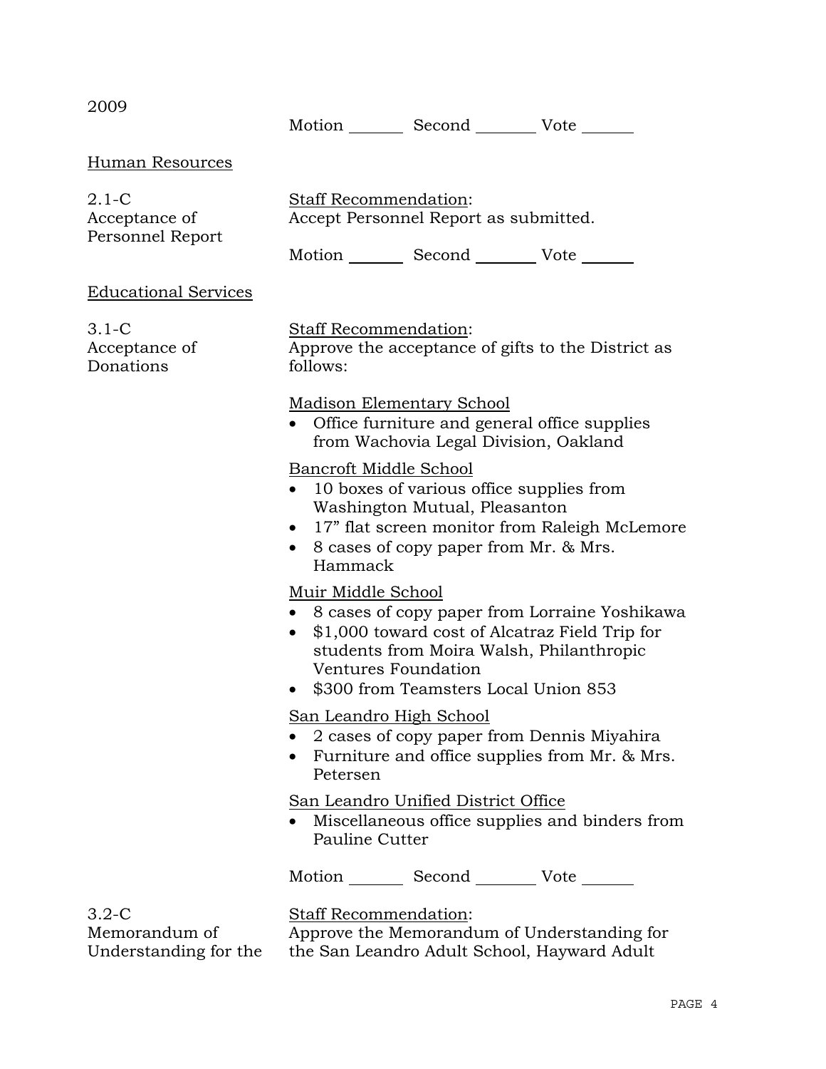2009

Motion _______ Second _______ Vote ______

Human Resources

2.1-C
Acceptance of Personnel Report

Staff Recommendation:
Accept Personnel Report as submitted.

Motion _______ Second _______ Vote ______

Educational Services

3.1-C
Acceptance of Donations

Staff Recommendation:
Approve the acceptance of gifts to the District as follows:

Madison Elementary School

- Office furniture and general office supplies from Wachovia Legal Division, Oakland

Bancroft Middle School

- 10 boxes of various office supplies from Washington Mutual, Pleasanton
- 17" flat screen monitor from Raleigh McLemore
- 8 cases of copy paper from Mr. & Mrs. Hammack

Muir Middle School

- 8 cases of copy paper from Lorraine Yoshikawa
- $1,000 toward cost of Alcatraz Field Trip for students from Moira Walsh, Philanthropic Ventures Foundation
- $300 from Teamsters Local Union 853

San Leandro High School

- 2 cases of copy paper from Dennis Miyahira
- Furniture and office supplies from Mr. & Mrs. Petersen

San Leandro Unified District Office

- Miscellaneous office supplies and binders from Pauline Cutter

Motion _______ Second _______ Vote ______

3.2-C
Memorandum of Understanding for the

Staff Recommendation:
Approve the Memorandum of Understanding for the San Leandro Adult School, Hayward Adult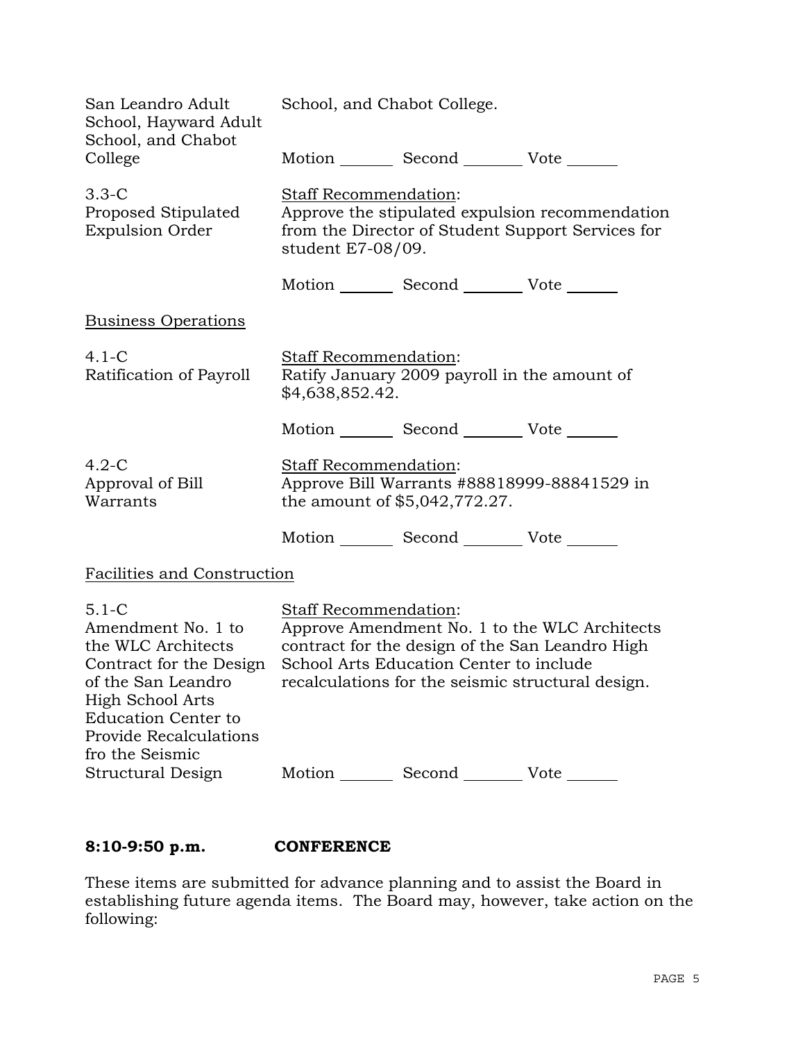| | |
|---|---|
| San Leandro Adult School, Hayward Adult School, and Chabot College | School, and Chabot College.<br><br>Motion _______ Second _______ Vote ______ |
| 3.3-C<br>Proposed Stipulated Expulsion Order | Staff Recommendation:<br>Approve the stipulated expulsion recommendation from the Director of Student Support Services for student E7-08/09.<br><br>Motion _______ Second _______ Vote ______ |

Business Operations

| | |
|---|---|
| 4.1-C<br>Ratification of Payroll | Staff Recommendation:<br>Ratify January 2009 payroll in the amount of $4,638,852.42.<br><br>Motion _______ Second _______ Vote ______ |
| 4.2-C<br>Approval of Bill Warrants | Staff Recommendation:<br>Approve Bill Warrants #88818999-88841529 in the amount of $5,042,772.27.<br><br>Motion _______ Second _______ Vote ______ |

Facilities and Construction

| | |
|---|---|
| 5.1-C<br>Amendment No. 1 to the WLC Architects Contract for the Design of the San Leandro High School Arts Education Center to Provide Recalculations fro the Seismic Structural Design | Staff Recommendation:<br>Approve Amendment No. 1 to the WLC Architects contract for the design of the San Leandro High School Arts Education Center to include recalculations for the seismic structural design.<br><br>Motion _______ Second _______ Vote ______ |

**8:10-9:50 p.m. CONFERENCE**

These items are submitted for advance planning and to assist the Board in establishing future agenda items. The Board may, however, take action on the following: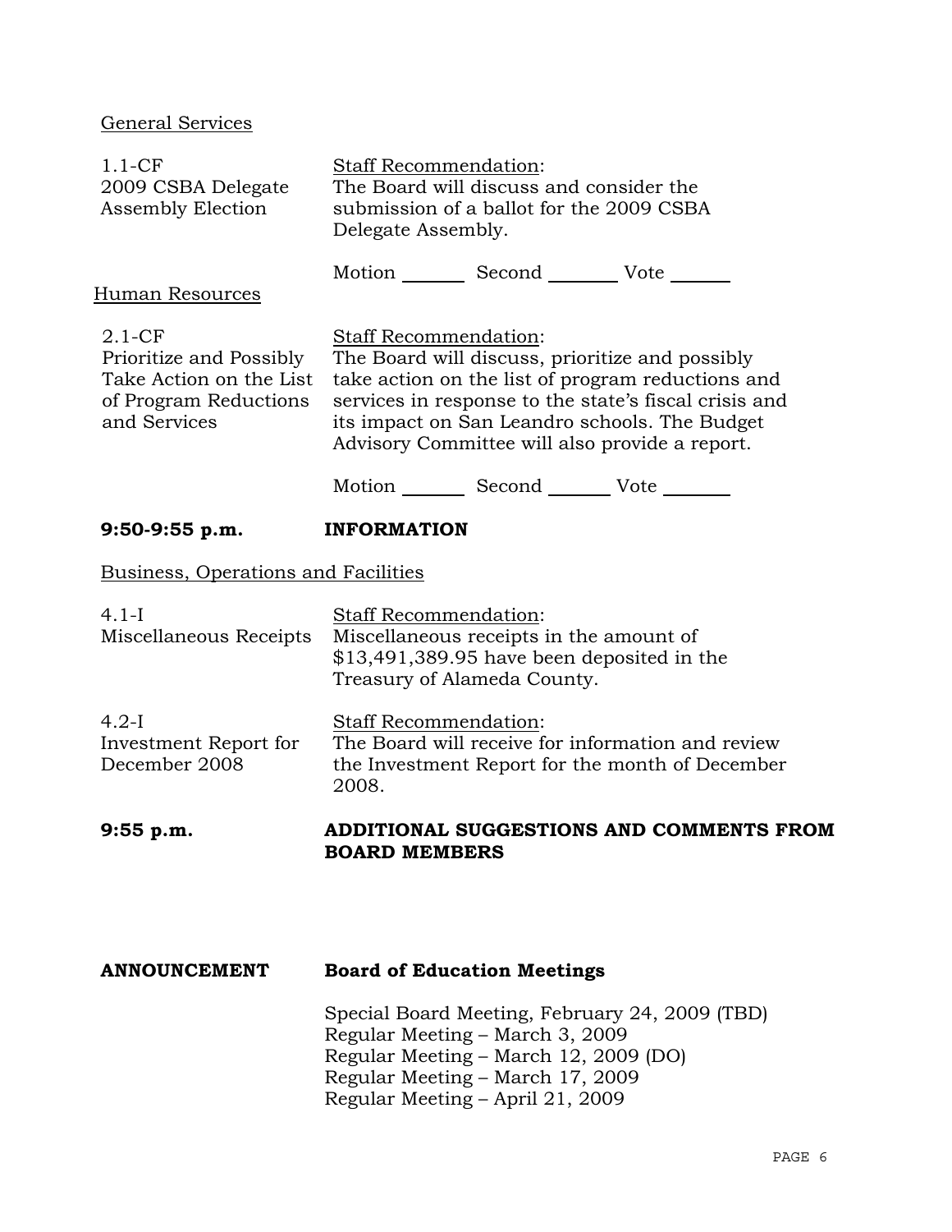General Services

1.1-CF
2009 CSBA Delegate Assembly Election

Staff Recommendation:
The Board will discuss and consider the submission of a ballot for the 2009 CSBA Delegate Assembly.

Motion _______ Second ________ Vote ______

Human Resources

2.1-CF
Prioritize and Possibly Take Action on the List of Program Reductions and Services

Staff Recommendation:
The Board will discuss, prioritize and possibly take action on the list of program reductions and services in response to the state's fiscal crisis and its impact on San Leandro schools. The Budget Advisory Committee will also provide a report.

Motion _______ Second _______ Vote _______

**9:50-9:55 p.m. INFORMATION**

Business, Operations and Facilities

4.1-I
Miscellaneous Receipts

Staff Recommendation:
Miscellaneous receipts in the amount of $13,491,389.95 have been deposited in the Treasury of Alameda County.

4.2-I
Investment Report for December 2008

Staff Recommendation:
The Board will receive for information and review the Investment Report for the month of December 2008.

**9:55 p.m. ADDITIONAL SUGGESTIONS AND COMMENTS FROM BOARD MEMBERS**

**ANNOUNCEMENT Board of Education Meetings**

Special Board Meeting, February 24, 2009 (TBD)
Regular Meeting – March 3, 2009
Regular Meeting – March 12, 2009 (DO)
Regular Meeting – March 17, 2009
Regular Meeting – April 21, 2009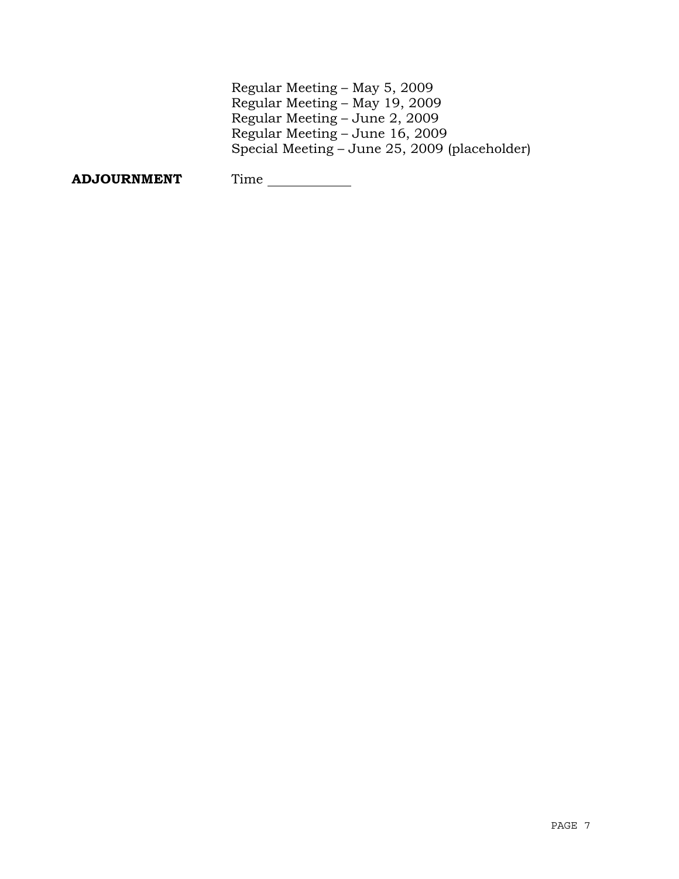Regular Meeting – May 5, 2009
Regular Meeting – May 19, 2009
Regular Meeting – June 2, 2009
Regular Meeting – June 16, 2009
Special Meeting – June 25, 2009 (placeholder)

**ADJOURNMENT** Time \_\_\_\_\_\_\_\_\_\_\_\_